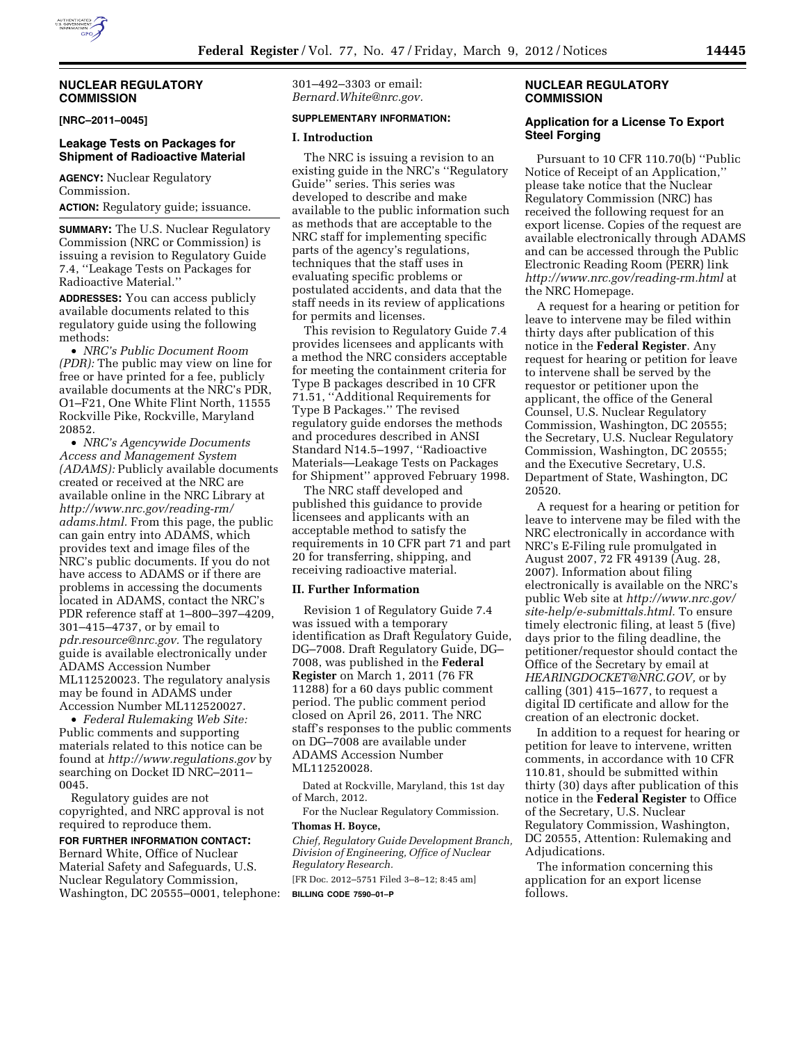## NUCLEAR REGULATORY COMMISSION

**[NRC–2011–0045]**

### Leakage Tests on Packages for Shipment of Radioactive Material

**AGENCY:** Nuclear Regulatory Commission.

**ACTION:** Regulatory guide; issuance.

**SUMMARY:** The U.S. Nuclear Regulatory Commission (NRC or Commission) is issuing a revision to Regulatory Guide 7.4, ''Leakage Tests on Packages for Radioactive Material.''

**ADDRESSES:** You can access publicly available documents related to this regulatory guide using the following methods:

- *NRC's Public Document Room (PDR):* The public may view on line for free or have printed for a fee, publicly available documents at the NRC's PDR, O1–F21, One White Flint North, 11555 Rockville Pike, Rockville, Maryland 20852.
- *NRC's Agencywide Documents Access and Management System (ADAMS):* Publicly available documents created or received at the NRC are available online in the NRC Library at *http://www.nrc.gov/reading-rm/adams.html.* From this page, the public can gain entry into ADAMS, which provides text and image files of the NRC's public documents. If you do not have access to ADAMS or if there are problems in accessing the documents located in ADAMS, contact the NRC's PDR reference staff at 1–800–397–4209, 301–415–4737, or by email to *pdr.resource@nrc.gov.* The regulatory guide is available electronically under ADAMS Accession Number ML112520023. The regulatory analysis may be found in ADAMS under Accession Number ML112520027.
- *Federal Rulemaking Web Site:* Public comments and supporting materials related to this notice can be found at *http://www.regulations.gov* by searching on Docket ID NRC–2011–0045.

Regulatory guides are not copyrighted, and NRC approval is not required to reproduce them.

**FOR FURTHER INFORMATION CONTACT:** Bernard White, Office of Nuclear Material Safety and Safeguards, U.S. Nuclear Regulatory Commission, Washington, DC 20555–0001, telephone: 301–492–3303 or email: *Bernard.White@nrc.gov.*

**SUPPLEMENTARY INFORMATION:**

#### I. Introduction

The NRC is issuing a revision to an existing guide in the NRC's ''Regulatory Guide'' series. This series was developed to describe and make available to the public information such as methods that are acceptable to the NRC staff for implementing specific parts of the agency's regulations, techniques that the staff uses in evaluating specific problems or postulated accidents, and data that the staff needs in its review of applications for permits and licenses.

This revision to Regulatory Guide 7.4 provides licensees and applicants with a method the NRC considers acceptable for meeting the containment criteria for Type B packages described in 10 CFR 71.51, ''Additional Requirements for Type B Packages.'' The revised regulatory guide endorses the methods and procedures described in ANSI Standard N14.5–1997, ''Radioactive Materials—Leakage Tests on Packages for Shipment'' approved February 1998.

The NRC staff developed and published this guidance to provide licensees and applicants with an acceptable method to satisfy the requirements in 10 CFR part 71 and part 20 for transferring, shipping, and receiving radioactive material.

#### II. Further Information

Revision 1 of Regulatory Guide 7.4 was issued with a temporary identification as Draft Regulatory Guide, DG–7008. Draft Regulatory Guide, DG–7008, was published in the **Federal Register** on March 1, 2011 (76 FR 11288) for a 60 days public comment period. The public comment period closed on April 26, 2011. The NRC staff's responses to the public comments on DG–7008 are available under ADAMS Accession Number ML112520028.

Dated at Rockville, Maryland, this 1st day of March, 2012.

For the Nuclear Regulatory Commission.

**Thomas H. Boyce,**

*Chief, Regulatory Guide Development Branch, Division of Engineering, Office of Nuclear Regulatory Research.*

[FR Doc. 2012–5751 Filed 3–8–12; 8:45 am]

**BILLING CODE 7590–01–P**

## NUCLEAR REGULATORY COMMISSION

### Application for a License To Export Steel Forging

Pursuant to 10 CFR 110.70(b) ''Public Notice of Receipt of an Application,'' please take notice that the Nuclear Regulatory Commission (NRC) has received the following request for an export license. Copies of the request are available electronically through ADAMS and can be accessed through the Public Electronic Reading Room (PERR) link *http://www.nrc.gov/reading-rm.html* at the NRC Homepage.

A request for a hearing or petition for leave to intervene may be filed within thirty days after publication of this notice in the **Federal Register**. Any request for hearing or petition for leave to intervene shall be served by the requestor or petitioner upon the applicant, the office of the General Counsel, U.S. Nuclear Regulatory Commission, Washington, DC 20555; the Secretary, U.S. Nuclear Regulatory Commission, Washington, DC 20555; and the Executive Secretary, U.S. Department of State, Washington, DC 20520.

A request for a hearing or petition for leave to intervene may be filed with the NRC electronically in accordance with NRC's E-Filing rule promulgated in August 2007, 72 FR 49139 (Aug. 28, 2007). Information about filing electronically is available on the NRC's public Web site at *http://www.nrc.gov/site-help/e-submittals.html.* To ensure timely electronic filing, at least 5 (five) days prior to the filing deadline, the petitioner/requestor should contact the Office of the Secretary by email at *HEARINGDOCKET@NRC.GOV,* or by calling (301) 415–1677, to request a digital ID certificate and allow for the creation of an electronic docket.

In addition to a request for hearing or petition for leave to intervene, written comments, in accordance with 10 CFR 110.81, should be submitted within thirty (30) days after publication of this notice in the **Federal Register** to Office of the Secretary, U.S. Nuclear Regulatory Commission, Washington, DC 20555, Attention: Rulemaking and Adjudications.

The information concerning this application for an export license follows.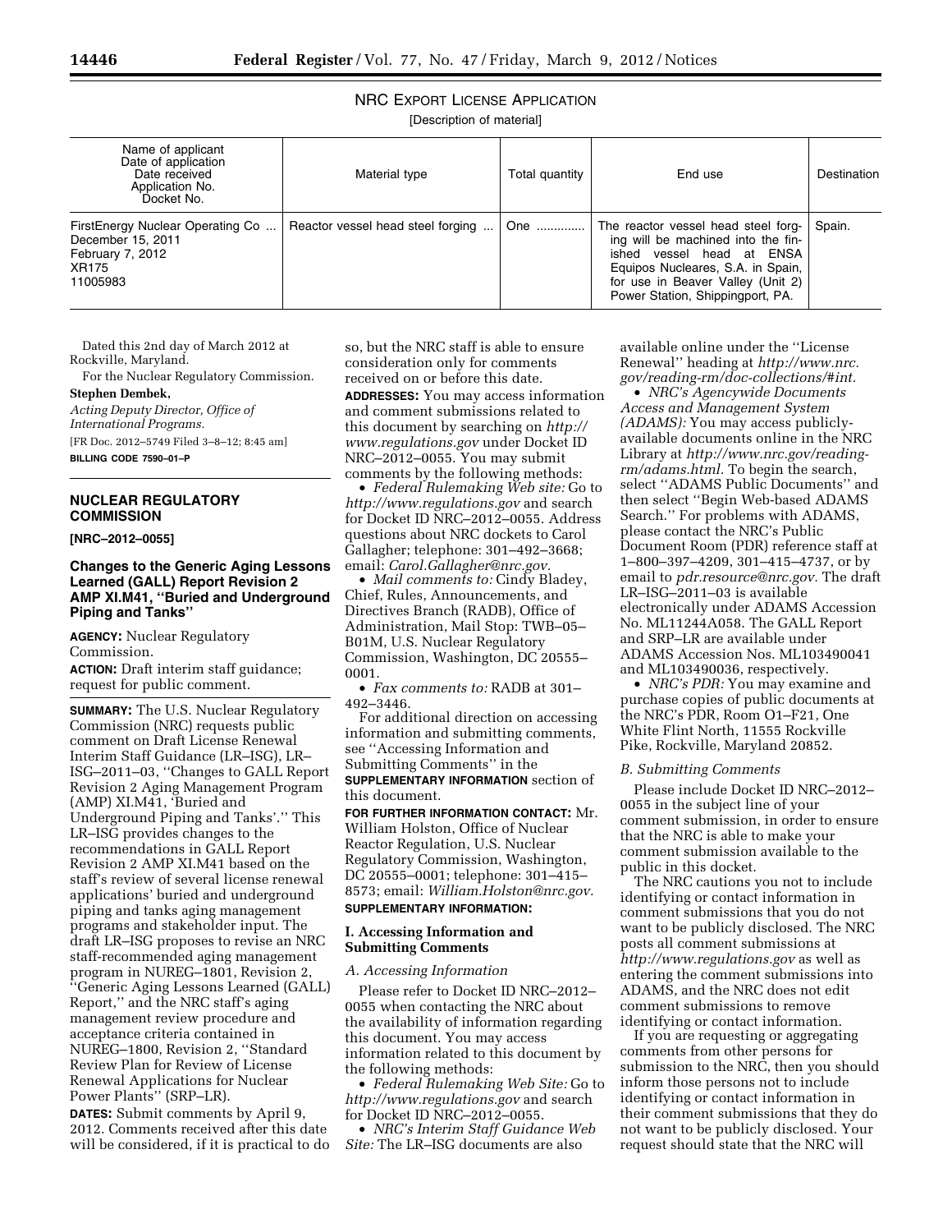## NRC EXPORT LICENSE APPLICATION

[Description of material]

| Name of applicant<br>Date of application<br>Date received<br>Application No.<br>Docket No. | Material type | Total quantity | End use | Destination |
|---|---|---|---|---|
| FirstEnergy Nuclear Operating Co ...<br>December 15, 2011<br>February 7, 2012<br>XR175<br>11005983 | Reactor vessel head steel forging ... | One ............. | The reactor vessel head steel forging will be machined into the finished vessel head at ENSA Equipos Nucleares, S.A. in Spain, for use in Beaver Valley (Unit 2) Power Station, Shippingport, PA. | Spain. |

Dated this 2nd day of March 2012 at Rockville, Maryland.

For the Nuclear Regulatory Commission.

**Stephen Dembek,**

*Acting Deputy Director, Office of International Programs.*

[FR Doc. 2012–5749 Filed 3–8–12; 8:45 am]

**BILLING CODE 7590–01–P**

---

## NUCLEAR REGULATORY COMMISSION

**[NRC–2012–0055]**

### Changes to the Generic Aging Lessons Learned (GALL) Report Revision 2 AMP XI.M41, ''Buried and Underground Piping and Tanks''

**AGENCY:** Nuclear Regulatory Commission.

**ACTION:** Draft interim staff guidance; request for public comment.

**SUMMARY:** The U.S. Nuclear Regulatory Commission (NRC) requests public comment on Draft License Renewal Interim Staff Guidance (LR–ISG), LR–ISG–2011–03, ''Changes to GALL Report Revision 2 Aging Management Program (AMP) XI.M41, 'Buried and Underground Piping and Tanks'.'' This LR–ISG provides changes to the recommendations in GALL Report Revision 2 AMP XI.M41 based on the staff's review of several license renewal applications' buried and underground piping and tanks aging management programs and stakeholder input. The draft LR–ISG proposes to revise an NRC staff-recommended aging management program in NUREG–1801, Revision 2, ''Generic Aging Lessons Learned (GALL) Report,'' and the NRC staff's aging management review procedure and acceptance criteria contained in NUREG–1800, Revision 2, ''Standard Review Plan for Review of License Renewal Applications for Nuclear Power Plants'' (SRP–LR).

**DATES:** Submit comments by April 9, 2012. Comments received after this date will be considered, if it is practical to do so, but the NRC staff is able to ensure consideration only for comments received on or before this date.

**ADDRESSES:** You may access information and comment submissions related to this document by searching on *http://www.regulations.gov* under Docket ID NRC–2012–0055. You may submit comments by the following methods:

- *Federal Rulemaking Web site:* Go to *http://www.regulations.gov* and search for Docket ID NRC–2012–0055. Address questions about NRC dockets to Carol Gallagher; telephone: 301–492–3668; email: *Carol.Gallagher@nrc.gov.*
- *Mail comments to:* Cindy Bladey, Chief, Rules, Announcements, and Directives Branch (RADB), Office of Administration, Mail Stop: TWB–05–B01M, U.S. Nuclear Regulatory Commission, Washington, DC 20555–0001.
- *Fax comments to:* RADB at 301–492–3446.

For additional direction on accessing information and submitting comments, see ''Accessing Information and Submitting Comments'' in the **SUPPLEMENTARY INFORMATION** section of this document.

**FOR FURTHER INFORMATION CONTACT:** Mr. William Holston, Office of Nuclear Reactor Regulation, U.S. Nuclear Regulatory Commission, Washington, DC 20555–0001; telephone: 301–415–8573; email: *William.Holston@nrc.gov.*

**SUPPLEMENTARY INFORMATION:**

### I. Accessing Information and Submitting Comments

#### *A. Accessing Information*

Please refer to Docket ID NRC–2012–0055 when contacting the NRC about the availability of information regarding this document. You may access information related to this document by the following methods:

- *Federal Rulemaking Web Site:* Go to *http://www.regulations.gov* and search for Docket ID NRC–2012–0055.
- *NRC's Interim Staff Guidance Web Site:* The LR–ISG documents are also available online under the ''License Renewal'' heading at *http://www.nrc.gov/reading-rm/doc-collections/#int.*
- *NRC's Agencywide Documents Access and Management System (ADAMS):* You may access publicly-available documents online in the NRC Library at *http://www.nrc.gov/reading-rm/adams.html.* To begin the search, select ''ADAMS Public Documents'' and then select ''Begin Web-based ADAMS Search.'' For problems with ADAMS, please contact the NRC's Public Document Room (PDR) reference staff at 1–800–397–4209, 301–415–4737, or by email to *pdr.resource@nrc.gov.* The draft LR–ISG–2011–03 is available electronically under ADAMS Accession No. ML11244A058. The GALL Report and SRP–LR are available under ADAMS Accession Nos. ML103490041 and ML103490036, respectively.
- *NRC's PDR:* You may examine and purchase copies of public documents at the NRC's PDR, Room O1–F21, One White Flint North, 11555 Rockville Pike, Rockville, Maryland 20852.

#### *B. Submitting Comments*

Please include Docket ID NRC–2012–0055 in the subject line of your comment submission, in order to ensure that the NRC is able to make your comment submission available to the public in this docket.

The NRC cautions you not to include identifying or contact information in comment submissions that you do not want to be publicly disclosed. The NRC posts all comment submissions at *http://www.regulations.gov* as well as entering the comment submissions into ADAMS, and the NRC does not edit comment submissions to remove identifying or contact information.

If you are requesting or aggregating comments from other persons for submission to the NRC, then you should inform those persons not to include identifying or contact information in their comment submissions that they do not want to be publicly disclosed. Your request should state that the NRC will